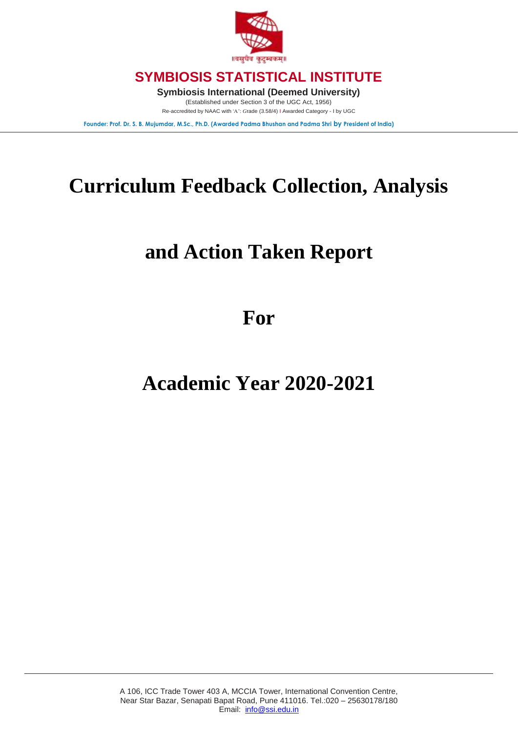॥वसुधैव कुटुम्बकम्॥

**SYMBIOSIS STATISTICAL INSTITUTE**

**Symbiosis International (Deemed University)**

(Established under Section 3 of the UGC Act, 1956)

Re-accredited by NAAC with 'A': Grade (3.58/4) I Awarded Category - I by UGC

Founder: Prof. Dr. S. B. Mujumdar, M.Sc., Ph.D. (Awarded Padma Bhushan and Padma Shri by President of India)

# Curriculum Feedback Collection, Analysis

# and Action Taken Report

# For

# Academic Year 2020-2021

A 106, ICC Trade Tower 403 A, MCCIA Tower, International Convention Centre,
Near Star Bazar, Senapati Bapat Road, Pune 411016. Tel.:020 – 25630178/180
Email: info@ssi.edu.in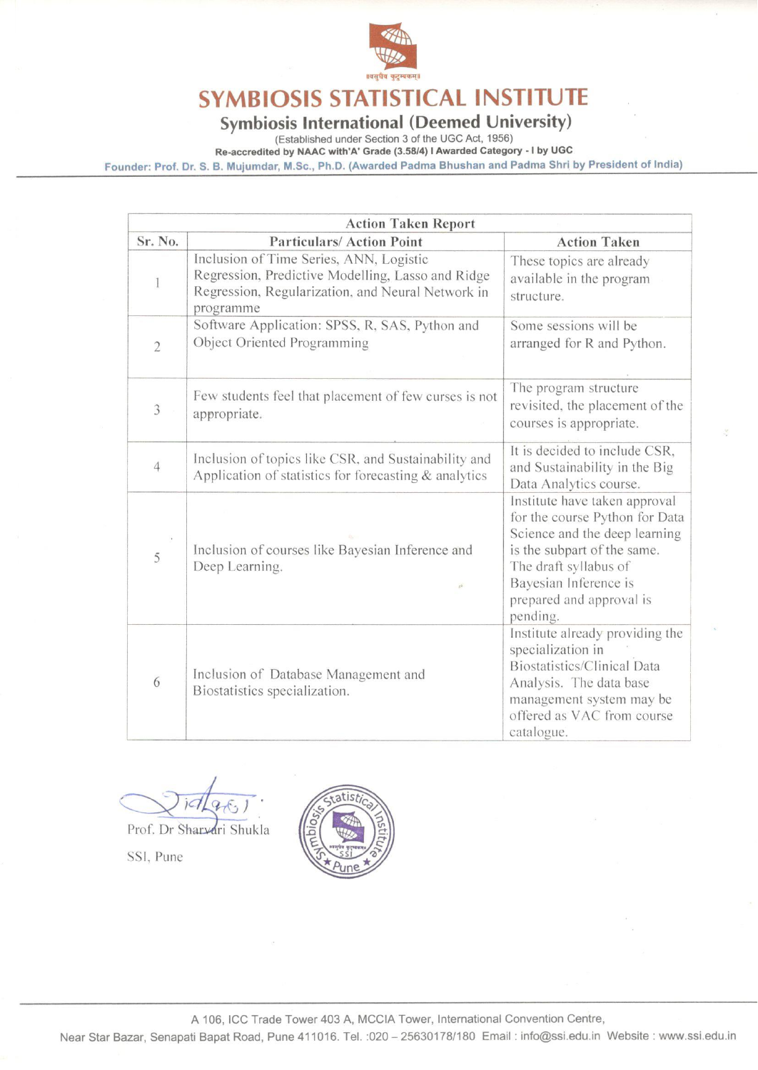# SYMBIOSIS STATISTICAL INSTITUTE

## Symbiosis International (Deemed University)

(Established under Section 3 of the UGC Act, 1956)

**Re-accredited by NAAC with 'A' Grade (3.58/4) I Awarded Category - I by UGC**

**Founder: Prof. Dr. S. B. Mujumdar, M.Sc., Ph.D. (Awarded Padma Bhushan and Padma Shri by President of India)**

| Action Taken Report | | |
|---|---|---|
| **Sr. No.** | **Particulars/ Action Point** | **Action Taken** |
| 1 | Inclusion of Time Series, ANN, Logistic Regression, Predictive Modelling, Lasso and Ridge Regression, Regularization, and Neural Network in programme | These topics are already available in the program structure. |
| 2 | Software Application: SPSS, R, SAS, Python and Object Oriented Programming | Some sessions will be arranged for R and Python. |
| 3 | Few students feel that placement of few curses is not appropriate. | The program structure revisited, the placement of the courses is appropriate. |
| 4 | Inclusion of topics like CSR, and Sustainability and Application of statistics for forecasting & analytics | It is decided to include CSR, and Sustainability in the Big Data Analytics course. |
| 5 | Inclusion of courses like Bayesian Inference and Deep Learning. | Institute have taken approval for the course Python for Data Science and the deep learning is the subpart of the same. The draft syllabus of Bayesian Inference is prepared and approval is pending. |
| 6 | Inclusion of Database Management and Biostatistics specialization. | Institute already providing the specialization in Biostatistics/Clinical Data Analysis. The data base management system may be offered as VAC from course catalogue. |

Prof. Dr Sharvari Shukla

SSI, Pune

A 106, ICC Trade Tower 403 A, MCCIA Tower, International Convention Centre,
Near Star Bazar, Senapati Bapat Road, Pune 411016. Tel. :020 – 25630178/180 Email : info@ssi.edu.in Website : www.ssi.edu.in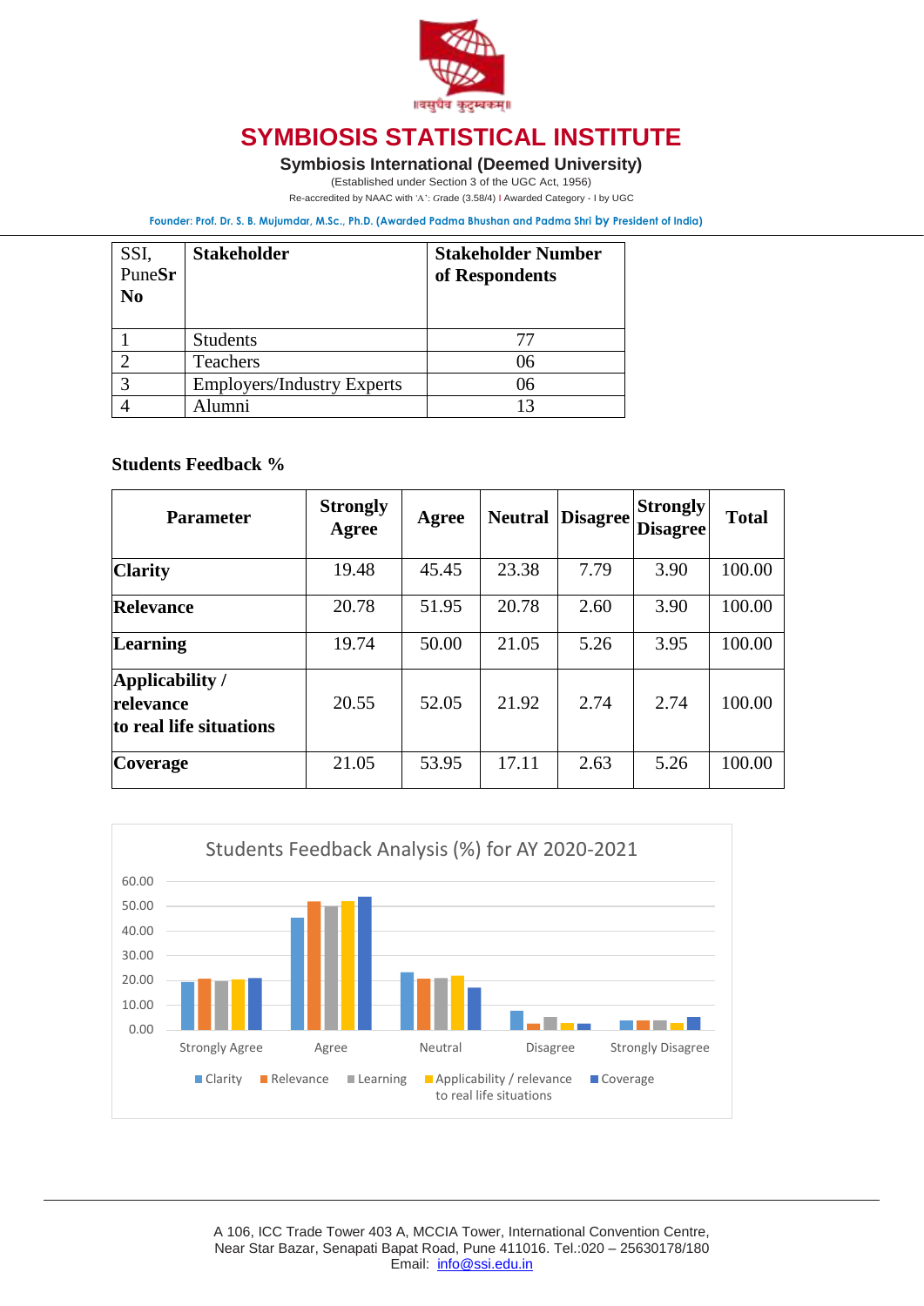| SSI, PuneSr No | Stakeholder | Stakeholder Number of Respondents |
|---|---|---|
| 1 | Students | 77 |
| 2 | Teachers | 06 |
| 3 | Employers/Industry Experts | 06 |
| 4 | Alumni | 13 |

**Students Feedback %**

| Parameter | Strongly Agree | Agree | Neutral | Disagree | Strongly Disagree | Total |
|---|---|---|---|---|---|---|
| **Clarity** | 19.48 | 45.45 | 23.38 | 7.79 | 3.90 | 100.00 |
| **Relevance** | 20.78 | 51.95 | 20.78 | 2.60 | 3.90 | 100.00 |
| **Learning** | 19.74 | 50.00 | 21.05 | 5.26 | 3.95 | 100.00 |
| **Applicability / relevance to real life situations** | 20.55 | 52.05 | 21.92 | 2.74 | 2.74 | 100.00 |
| **Coverage** | 21.05 | 53.95 | 17.11 | 2.63 | 5.26 | 100.00 |

Students Feedback Analysis (%) for AY 2020-2021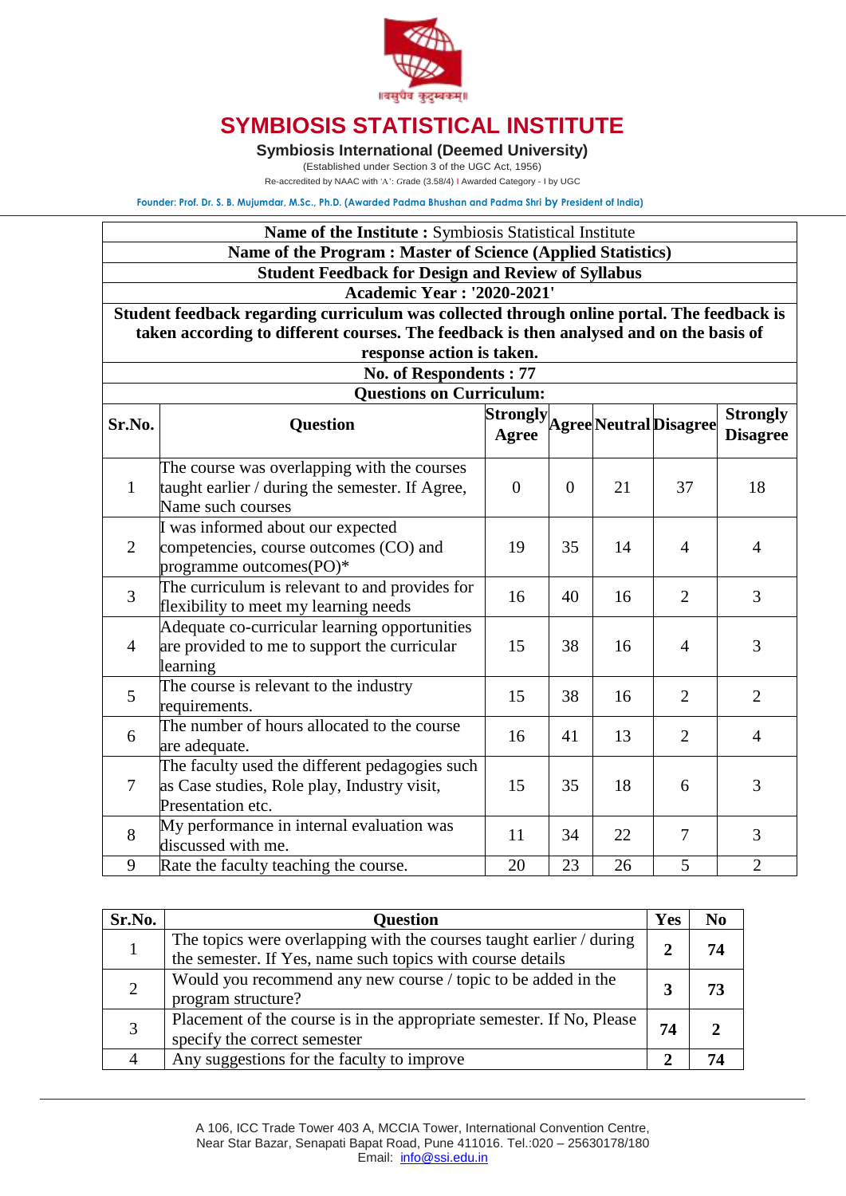# SYMBIOSIS STATISTICAL INSTITUTE

**Symbiosis International (Deemed University)**

(Established under Section 3 of the UGC Act, 1956)

Re-accredited by NAAC with 'A': Grade (3.58/4) I Awarded Category - I by UGC

Founder: Prof. Dr. S. B. Mujumdar, M.Sc., Ph.D. (Awarded Padma Bhushan and Padma Shri by President of India)

**Name of the Institute :** Symbiosis Statistical Institute

**Name of the Program : Master of Science (Applied Statistics)**

**Student Feedback for Design and Review of Syllabus**

**Academic Year : '2020-2021'**

**Student feedback regarding curriculum was collected through online portal. The feedback is taken according to different courses. The feedback is then analysed and on the basis of response action is taken.**

**No. of Respondents : 77**

**Questions on Curriculum:**

| Sr.No. | Question | Strongly Agree | Agree | Neutral | Disagree | Strongly Disagree |
|---|---|---|---|---|---|---|
| 1 | The course was overlapping with the courses taught earlier / during the semester. If Agree, Name such courses | 0 | 0 | 21 | 37 | 18 |
| 2 | I was informed about our expected competencies, course outcomes (CO) and programme outcomes(PO)* | 19 | 35 | 14 | 4 | 4 |
| 3 | The curriculum is relevant to and provides for flexibility to meet my learning needs | 16 | 40 | 16 | 2 | 3 |
| 4 | Adequate co-curricular learning opportunities are provided to me to support the curricular learning | 15 | 38 | 16 | 4 | 3 |
| 5 | The course is relevant to the industry requirements. | 15 | 38 | 16 | 2 | 2 |
| 6 | The number of hours allocated to the course are adequate. | 16 | 41 | 13 | 2 | 4 |
| 7 | The faculty used the different pedagogies such as Case studies, Role play, Industry visit, Presentation etc. | 15 | 35 | 18 | 6 | 3 |
| 8 | My performance in internal evaluation was discussed with me. | 11 | 34 | 22 | 7 | 3 |
| 9 | Rate the faculty teaching the course. | 20 | 23 | 26 | 5 | 2 |

| Sr.No. | Question | Yes | No |
|---|---|---|---|
| 1 | The topics were overlapping with the courses taught earlier / during the semester. If Yes, name such topics with course details | **2** | **74** |
| 2 | Would you recommend any new course / topic to be added in the program structure? | **3** | **73** |
| 3 | Placement of the course is in the appropriate semester. If No, Please specify the correct semester | **74** | **2** |
| 4 | Any suggestions for the faculty to improve | **2** | **74** |

A 106, ICC Trade Tower 403 A, MCCIA Tower, International Convention Centre, Near Star Bazar, Senapati Bapat Road, Pune 411016. Tel.:020 – 25630178/180 Email: info@ssi.edu.in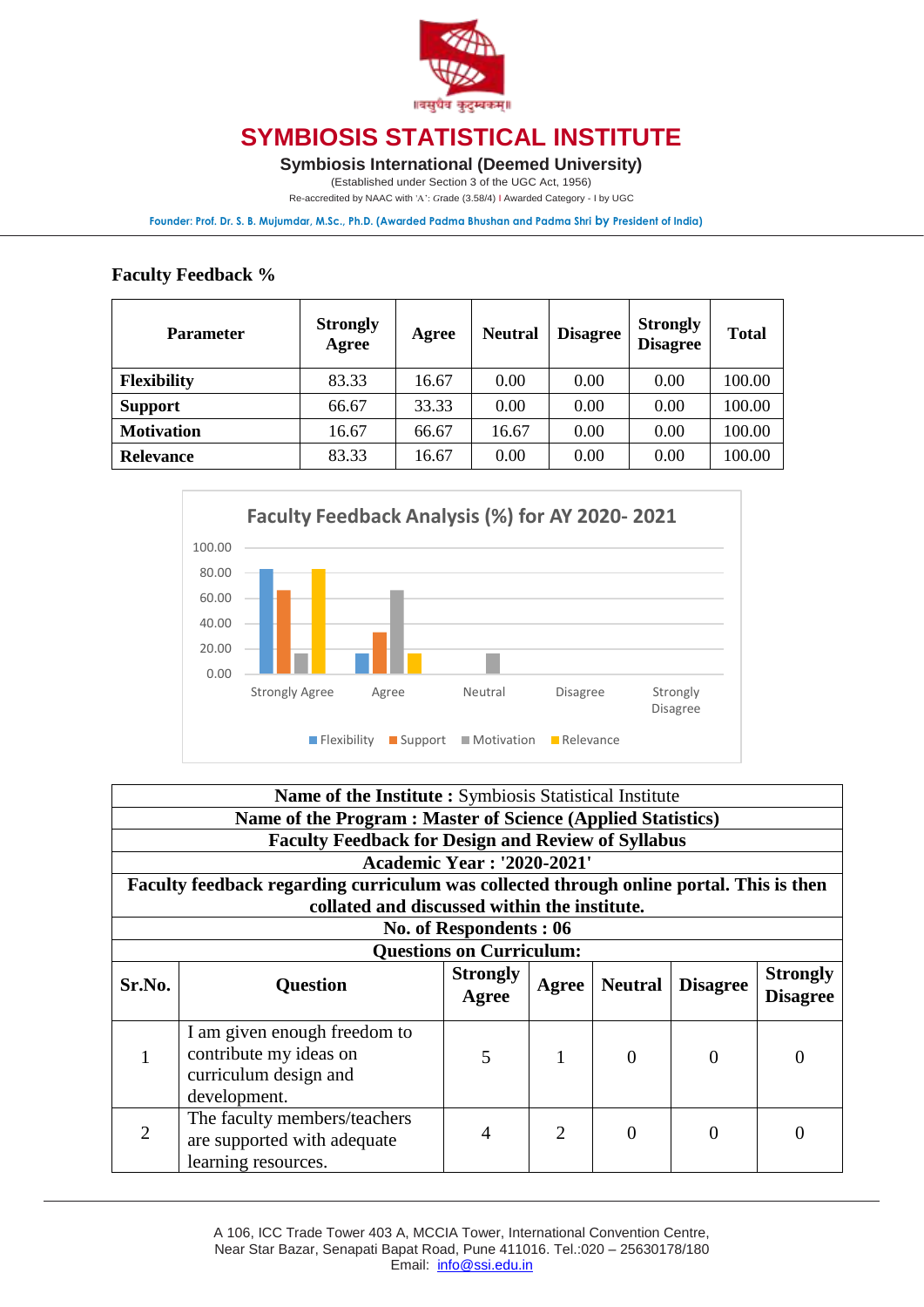# SYMBIOSIS STATISTICAL INSTITUTE

**Symbiosis International (Deemed University)**

(Established under Section 3 of the UGC Act, 1956)

Re-accredited by NAAC with 'A': Grade (3.58/4) I Awarded Category - I by UGC

Founder: Prof. Dr. S. B. Mujumdar, M.Sc., Ph.D. (Awarded Padma Bhushan and Padma Shri by President of India)

**Faculty Feedback %**

| Parameter | Strongly Agree | Agree | Neutral | Disagree | Strongly Disagree | Total |
|---|---|---|---|---|---|---|
| **Flexibility** | 83.33 | 16.67 | 0.00 | 0.00 | 0.00 | 100.00 |
| **Support** | 66.67 | 33.33 | 0.00 | 0.00 | 0.00 | 100.00 |
| **Motivation** | 16.67 | 66.67 | 16.67 | 0.00 | 0.00 | 100.00 |
| **Relevance** | 83.33 | 16.67 | 0.00 | 0.00 | 0.00 | 100.00 |

Faculty Feedback Analysis (%) for AY 2020- 2021

| Sr.No. | Question | Strongly Agree | Agree | Neutral | Disagree | Strongly Disagree |
|---|---|---|---|---|---|---|
| **Name of the Institute :** Symbiosis Statistical Institute | | | | | | |
| **Name of the Program : Master of Science (Applied Statistics)** | | | | | | |
| **Faculty Feedback for Design and Review of Syllabus** | | | | | | |
| **Academic Year : '2020-2021'** | | | | | | |
| **Faculty feedback regarding curriculum was collected through online portal. This is then collated and discussed within the institute.** | | | | | | |
| **No. of Respondents : 06** | | | | | | |
| **Questions on Curriculum:** | | | | | | |
| 1 | I am given enough freedom to contribute my ideas on curriculum design and development. | 5 | 1 | 0 | 0 | 0 |
| 2 | The faculty members/teachers are supported with adequate learning resources. | 4 | 2 | 0 | 0 | 0 |

A 106, ICC Trade Tower 403 A, MCCIA Tower, International Convention Centre,
Near Star Bazar, Senapati Bapat Road, Pune 411016. Tel.:020 – 25630178/180
Email: info@ssi.edu.in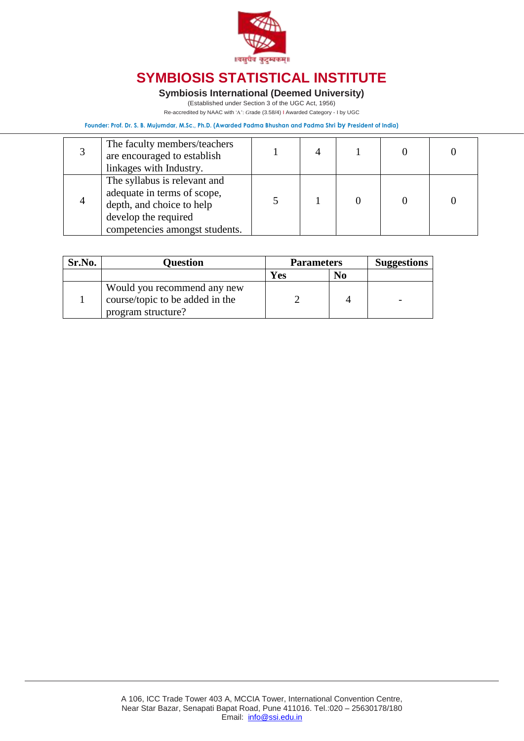| | | | | | | |
|---|---|---|---|---|---|---|
| 3 | The faculty members/teachers are encouraged to establish linkages with Industry. | 1 | 4 | 1 | 0 | 0 |
| 4 | The syllabus is relevant and adequate in terms of scope, depth, and choice to help develop the required competencies amongst students. | 5 | 1 | 0 | 0 | 0 |

| Sr.No. | Question | Parameters | | Suggestions |
|---|---|---|---|---|
| | | Yes | No | |
| 1 | Would you recommend any new course/topic to be added in the program structure? | 2 | 4 | - |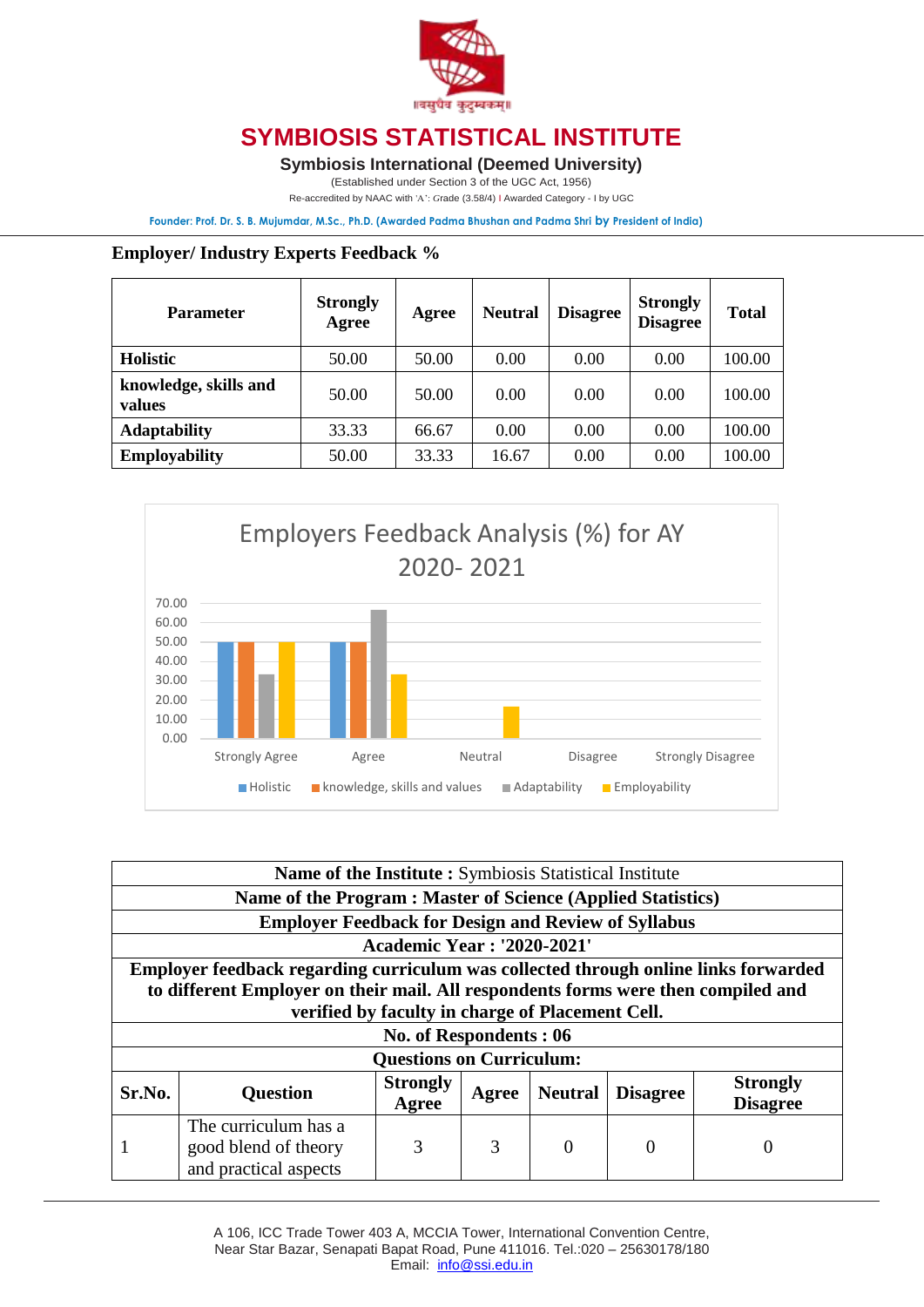# SYMBIOSIS STATISTICAL INSTITUTE

**Symbiosis International (Deemed University)**

(Established under Section 3 of the UGC Act, 1956)

Re-accredited by NAAC with 'A': Grade (3.58/4) I Awarded Category - I by UGC

Founder: Prof. Dr. S. B. Mujumdar, M.Sc., Ph.D. (Awarded Padma Bhushan and Padma Shri by President of India)

## Employer/ Industry Experts Feedback %

| Parameter | Strongly Agree | Agree | Neutral | Disagree | Strongly Disagree | Total |
|---|---|---|---|---|---|---|
| **Holistic** | 50.00 | 50.00 | 0.00 | 0.00 | 0.00 | 100.00 |
| **knowledge, skills and values** | 50.00 | 50.00 | 0.00 | 0.00 | 0.00 | 100.00 |
| **Adaptability** | 33.33 | 66.67 | 0.00 | 0.00 | 0.00 | 100.00 |
| **Employability** | 50.00 | 33.33 | 16.67 | 0.00 | 0.00 | 100.00 |

Employers Feedback Analysis (%) for AY 2020- 2021

| Sr.No. | Question | Strongly Agree | Agree | Neutral | Disagree | Strongly Disagree |
|---|---|---|---|---|---|---|
| **Name of the Institute :** Symbiosis Statistical Institute | | | | | | |
| **Name of the Program : Master of Science (Applied Statistics)** | | | | | | |
| **Employer Feedback for Design and Review of Syllabus** | | | | | | |
| **Academic Year : '2020-2021'** | | | | | | |
| **Employer feedback regarding curriculum was collected through online links forwarded to different Employer on their mail. All respondents forms were then compiled and verified by faculty in charge of Placement Cell.** | | | | | | |
| **No. of Respondents : 06** | | | | | | |
| **Questions on Curriculum:** | | | | | | |
| 1 | The curriculum has a good blend of theory and practical aspects | 3 | 3 | 0 | 0 | 0 |

A 106, ICC Trade Tower 403 A, MCCIA Tower, International Convention Centre, Near Star Bazar, Senapati Bapat Road, Pune 411016. Tel.:020 – 25630178/180 Email: info@ssi.edu.in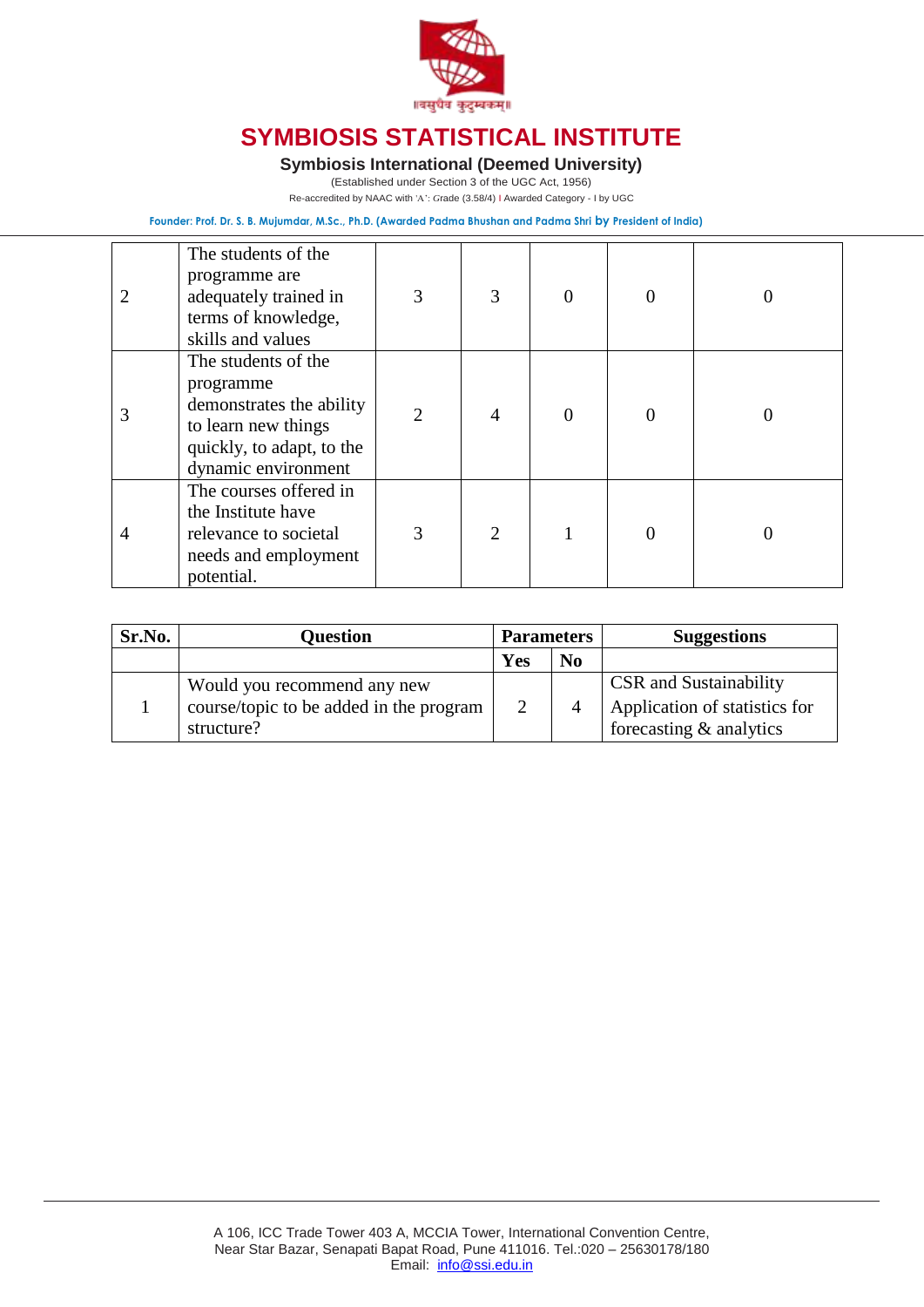# SYMBIOSIS STATISTICAL INSTITUTE

**Symbiosis International (Deemed University)**

(Established under Section 3 of the UGC Act, 1956)

Re-accredited by NAAC with 'A': Grade (3.58/4) I Awarded Category - I by UGC

Founder: Prof. Dr. S. B. Mujumdar, M.Sc., Ph.D. (Awarded Padma Bhushan and Padma Shri by President of India)

| | | | | | | |
|---|---|---|---|---|---|---|
| 2 | The students of the programme are adequately trained in terms of knowledge, skills and values | 3 | 3 | 0 | 0 | 0 |
| 3 | The students of the programme demonstrates the ability to learn new things quickly, to adapt, to the dynamic environment | 2 | 4 | 0 | 0 | 0 |
| 4 | The courses offered in the Institute have relevance to societal needs and employment potential. | 3 | 2 | 1 | 0 | 0 |

| Sr.No. | Question | Parameters | | Suggestions |
|---|---|---|---|---|
| | | Yes | No | |
| 1 | Would you recommend any new course/topic to be added in the program structure? | 2 | 4 | CSR and Sustainability<br>Application of statistics for forecasting & analytics |

A 106, ICC Trade Tower 403 A, MCCIA Tower, International Convention Centre, Near Star Bazar, Senapati Bapat Road, Pune 411016. Tel.:020 – 25630178/180
Email: info@ssi.edu.in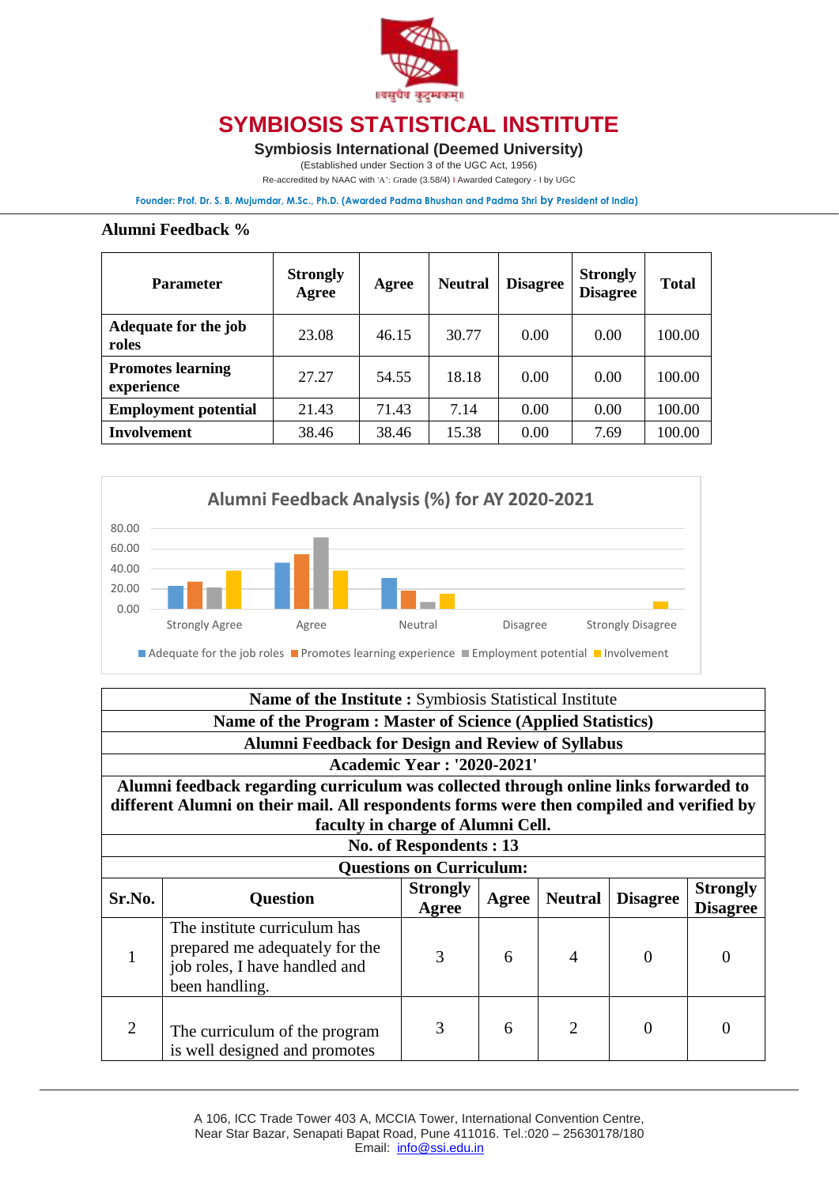# SYMBIOSIS STATISTICAL INSTITUTE

**Symbioss International (Deemed University)**

(Established under Section 3 of the UGC Act, 1956)

Re-accredited by NAAC with 'A': Grade (3.58/4) I Awarded Category - I by UGC

Founder: Prof. Dr. S. B. Mujumdar, M.Sc., Ph.D. (Awarded Padma Bhushan and Padma Shri by President of India)

## Alumni Feedback %

| Parameter | Strongly Agree | Agree | Neutral | Disagree | Strongly Disagree | Total |
|---|---|---|---|---|---|---|
| **Adequate for the job roles** | 23.08 | 46.15 | 30.77 | 0.00 | 0.00 | 100.00 |
| **Promotes learning experience** | 27.27 | 54.55 | 18.18 | 0.00 | 0.00 | 100.00 |
| **Employment potential** | 21.43 | 71.43 | 7.14 | 0.00 | 0.00 | 100.00 |
| **Involvement** | 38.46 | 38.46 | 15.38 | 0.00 | 7.69 | 100.00 |

Alumni Feedback Analysis (%) for AY 2020-2021

| Name of the Institute : Symbiosis Statistical Institute | | | | | | |
|---|---|---|---|---|---|---|
| **Name of the Program : Master of Science (Applied Statistics)** | | | | | | |
| **Alumni Feedback for Design and Review of Syllabus** | | | | | | |
| **Academic Year : '2020-2021'** | | | | | | |
| **Alumni feedback regarding curriculum was collected through online links forwarded to different Alumni on their mail. All respondents forms were then compiled and verified by faculty in charge of Alumni Cell.** | | | | | | |
| **No. of Respondents : 13** | | | | | | |
| **Questions on Curriculum:** | | | | | | |
| **Sr.No.** | **Question** | **Strongly Agree** | **Agree** | **Neutral** | **Disagree** | **Strongly Disagree** |
| 1 | The institute curriculum has prepared me adequately for the job roles, I have handled and been handling. | 3 | 6 | 4 | 0 | 0 |
| 2 | The curriculum of the program is well designed and promotes | 3 | 6 | 2 | 0 | 0 |

A 106, ICC Trade Tower 403 A, MCCIA Tower, International Convention Centre,
Near Star Bazar, Senapati Bapat Road, Pune 411016. Tel.:020 – 25630178/180
Email: info@ssi.edu.in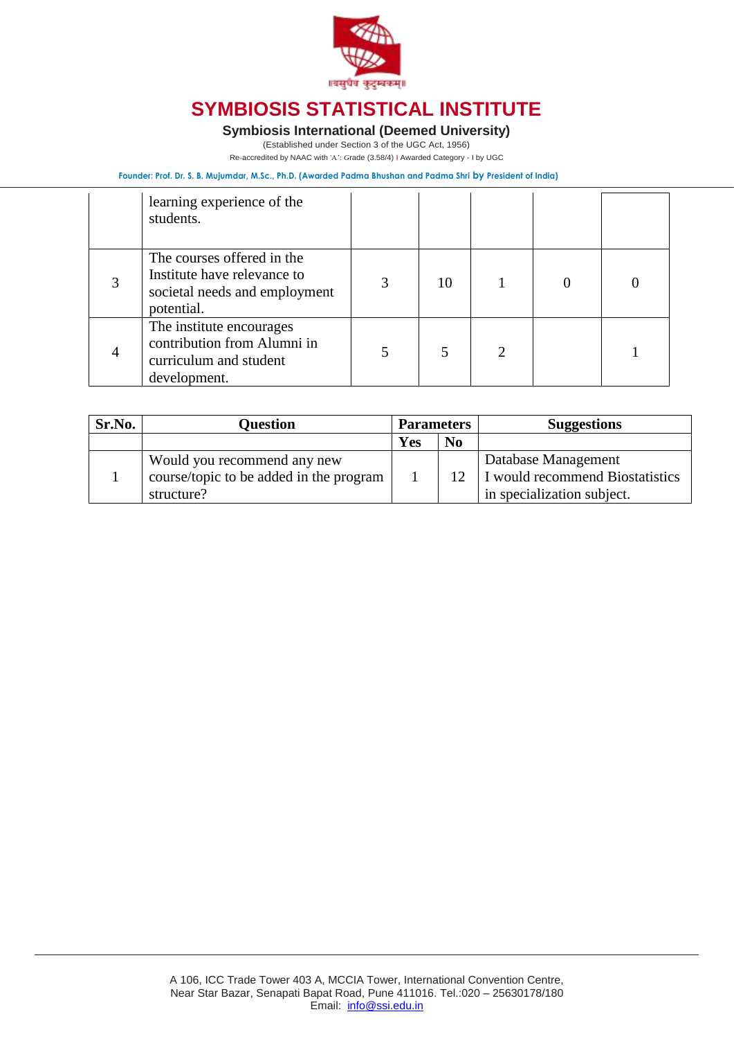| | | | | | | |
|---|---|---|---|---|---|---|
| | learning experience of the students. | | | | | |
| 3 | The courses offered in the Institute have relevance to societal needs and employment potential. | 3 | 10 | 1 | 0 | 0 |
| 4 | The institute encourages contribution from Alumni in curriculum and student development. | 5 | 5 | 2 | | 1 |

| **Sr.No.** | **Question** | **Parameters** | | **Suggestions** |
|---|---|---|---|---|
| | | **Yes** | **No** | |
| 1 | Would you recommend any new course/topic to be added in the program structure? | 1 | 12 | Database Management<br>I would recommend Biostatistics in specialization subject. |